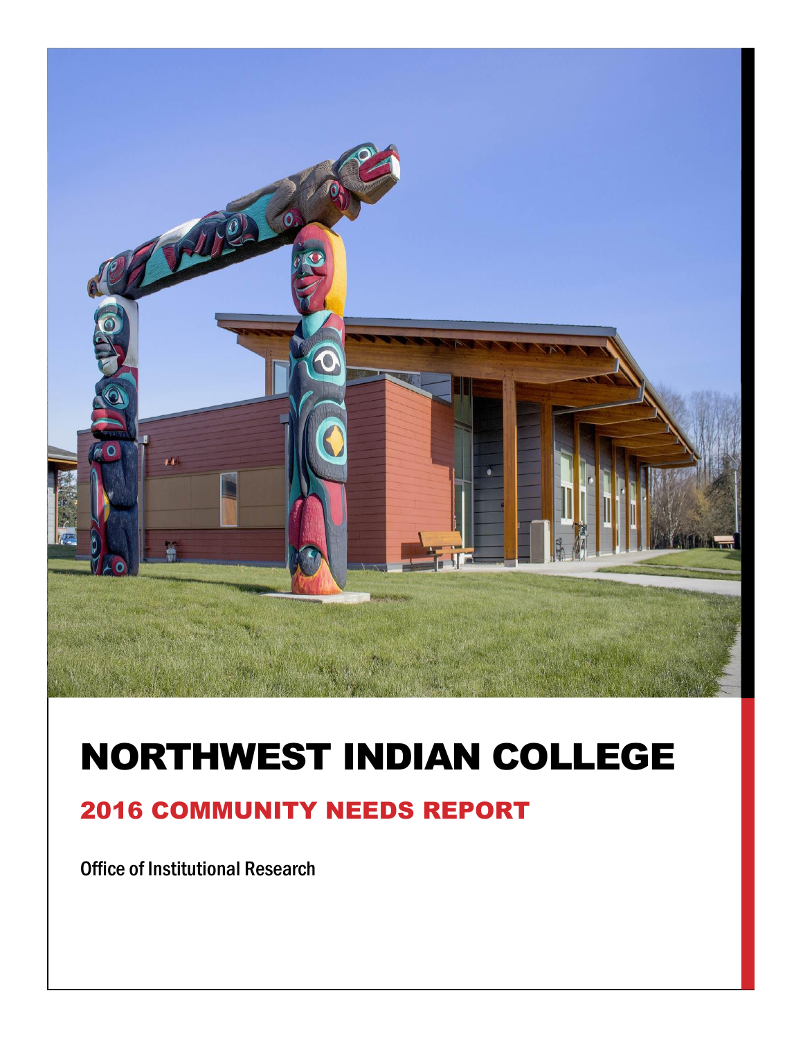# NORTHWEST INDIAN COLLEGE

## 2016 COMMUNITY NEEDS REPORT

Office of Institutional Research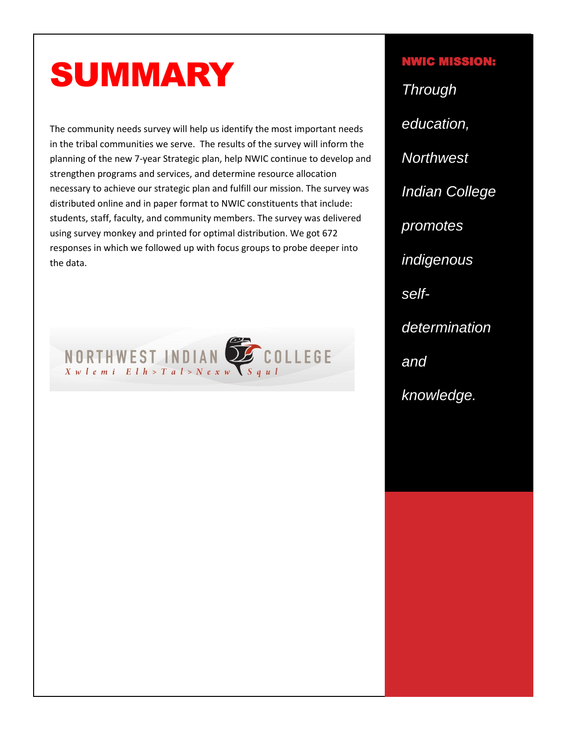# SUMMARY

The community needs survey will help us identify the most important needs in the tribal communities we serve. The results of the survey will inform the planning of the new 7-year Strategic plan, help NWIC continue to develop and strengthen programs and services, and determine resource allocation necessary to achieve our strategic plan and fulfill our mission. The survey was distributed online and in paper format to NWIC constituents that include: students, staff, faculty, and community members. The survey was delivered using survey monkey and printed for optimal distribution. We got 672 responses in which we followed up with focus groups to probe deeper into the data.

NORTHWEST INDIAN COLLEGE
Xwlemi Elh>Tal>Nexw Squl

**NWIC MISSION:**

*Through education, Northwest Indian College promotes indigenous self-determination and knowledge.*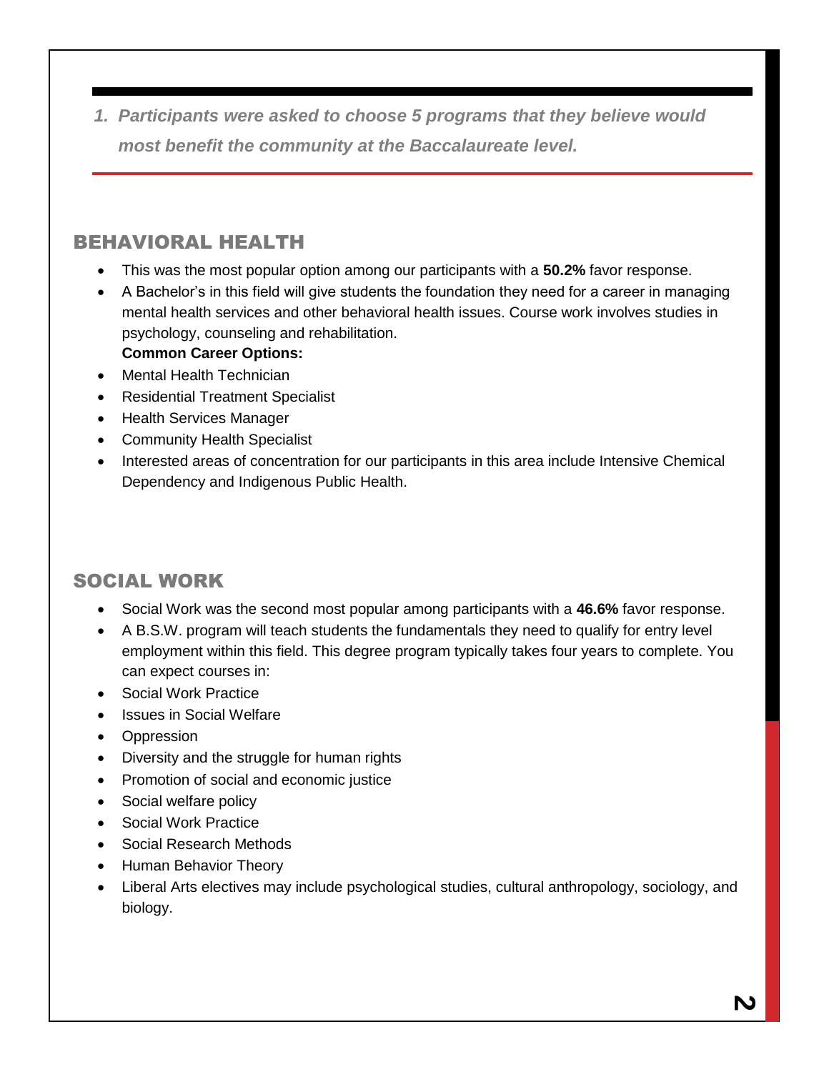*1. Participants were asked to choose 5 programs that they believe would most benefit the community at the Baccalaureate level.*

## BEHAVIORAL HEALTH

- This was the most popular option among our participants with a **50.2%** favor response.
- A Bachelor's in this field will give students the foundation they need for a career in managing mental health services and other behavioral health issues. Course work involves studies in psychology, counseling and rehabilitation.
  **Common Career Options:**
- Mental Health Technician
- Residential Treatment Specialist
- Health Services Manager
- Community Health Specialist
- Interested areas of concentration for our participants in this area include Intensive Chemical Dependency and Indigenous Public Health.

## SOCIAL WORK

- Social Work was the second most popular among participants with a **46.6%** favor response.
- A B.S.W. program will teach students the fundamentals they need to qualify for entry level employment within this field. This degree program typically takes four years to complete. You can expect courses in:
- Social Work Practice
- Issues in Social Welfare
- Oppression
- Diversity and the struggle for human rights
- Promotion of social and economic justice
- Social welfare policy
- Social Work Practice
- Social Research Methods
- Human Behavior Theory
- Liberal Arts electives may include psychological studies, cultural anthropology, sociology, and biology.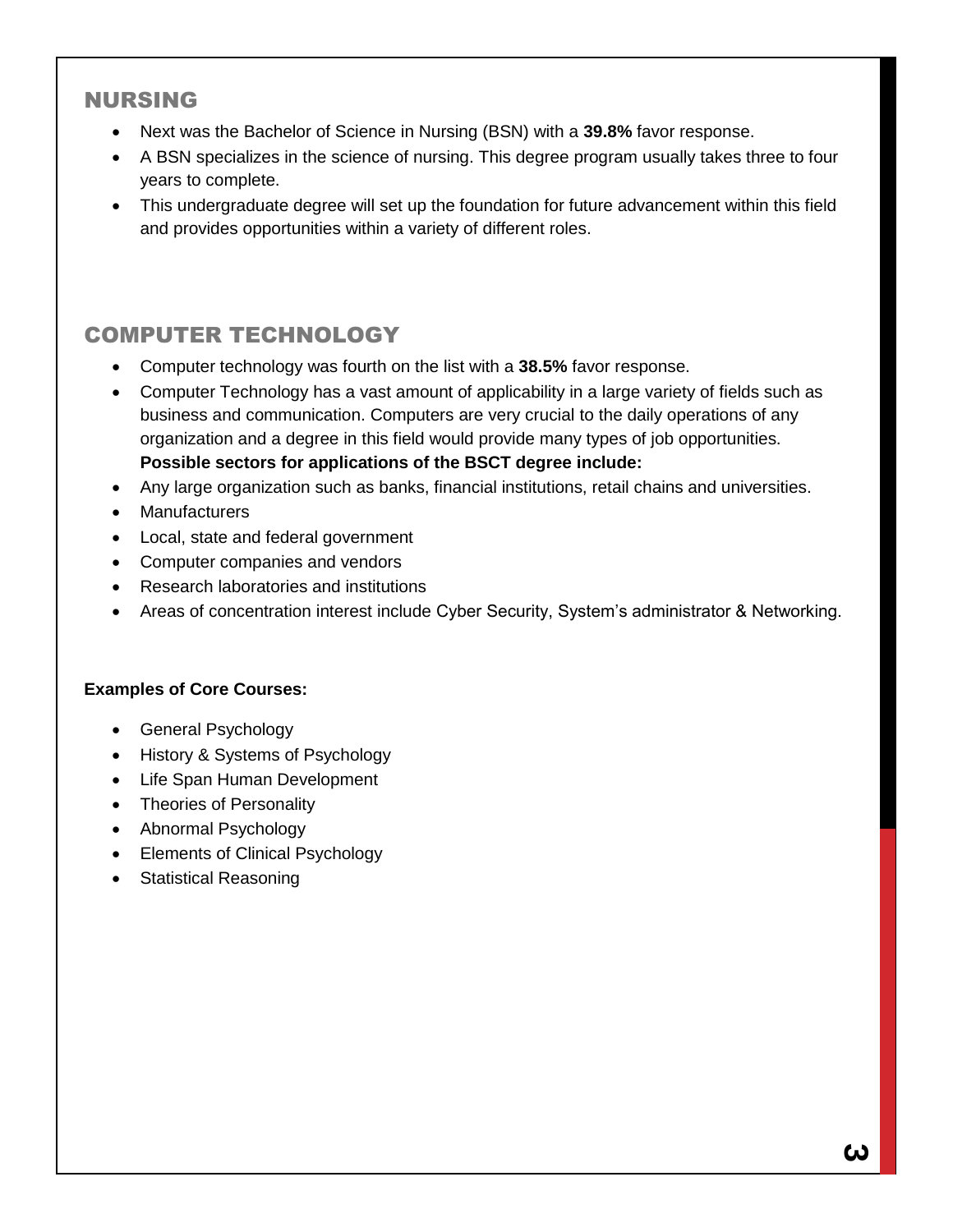## NURSING

- Next was the Bachelor of Science in Nursing (BSN) with a **39.8%** favor response.
- A BSN specializes in the science of nursing. This degree program usually takes three to four years to complete.
- This undergraduate degree will set up the foundation for future advancement within this field and provides opportunities within a variety of different roles.

## COMPUTER TECHNOLOGY

- Computer technology was fourth on the list with a **38.5%** favor response.
- Computer Technology has a vast amount of applicability in a large variety of fields such as business and communication. Computers are very crucial to the daily operations of any organization and a degree in this field would provide many types of job opportunities. **Possible sectors for applications of the BSCT degree include:**
- Any large organization such as banks, financial institutions, retail chains and universities.
- Manufacturers
- Local, state and federal government
- Computer companies and vendors
- Research laboratories and institutions
- Areas of concentration interest include Cyber Security, System's administrator & Networking.

**Examples of Core Courses:**

- General Psychology
- History & Systems of Psychology
- Life Span Human Development
- Theories of Personality
- Abnormal Psychology
- Elements of Clinical Psychology
- Statistical Reasoning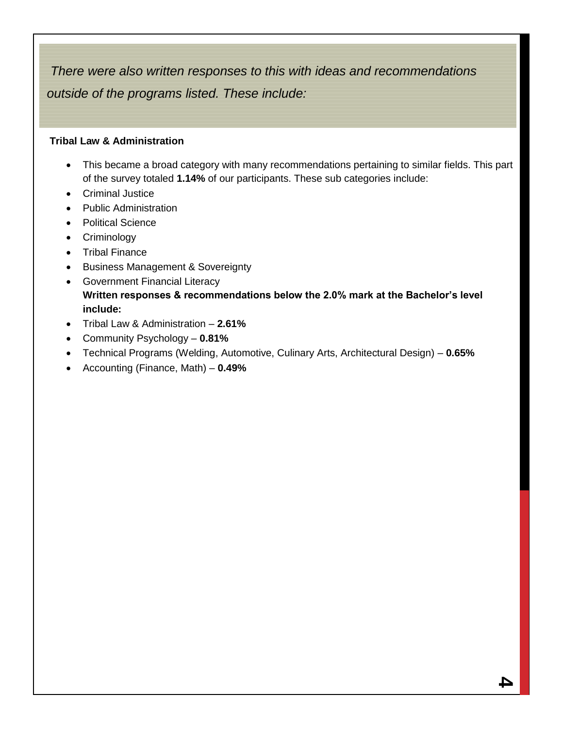*There were also written responses to this with ideas and recommendations outside of the programs listed. These include:*

**Tribal Law & Administration**

- This became a broad category with many recommendations pertaining to similar fields. This part of the survey totaled **1.14%** of our participants. These sub categories include:
- Criminal Justice
- Public Administration
- Political Science
- Criminology
- Tribal Finance
- Business Management & Sovereignty
- Government Financial Literacy

**Written responses & recommendations below the 2.0% mark at the Bachelor's level include:**

- Tribal Law & Administration – **2.61%**
- Community Psychology – **0.81%**
- Technical Programs (Welding, Automotive, Culinary Arts, Architectural Design) – **0.65%**
- Accounting (Finance, Math) – **0.49%**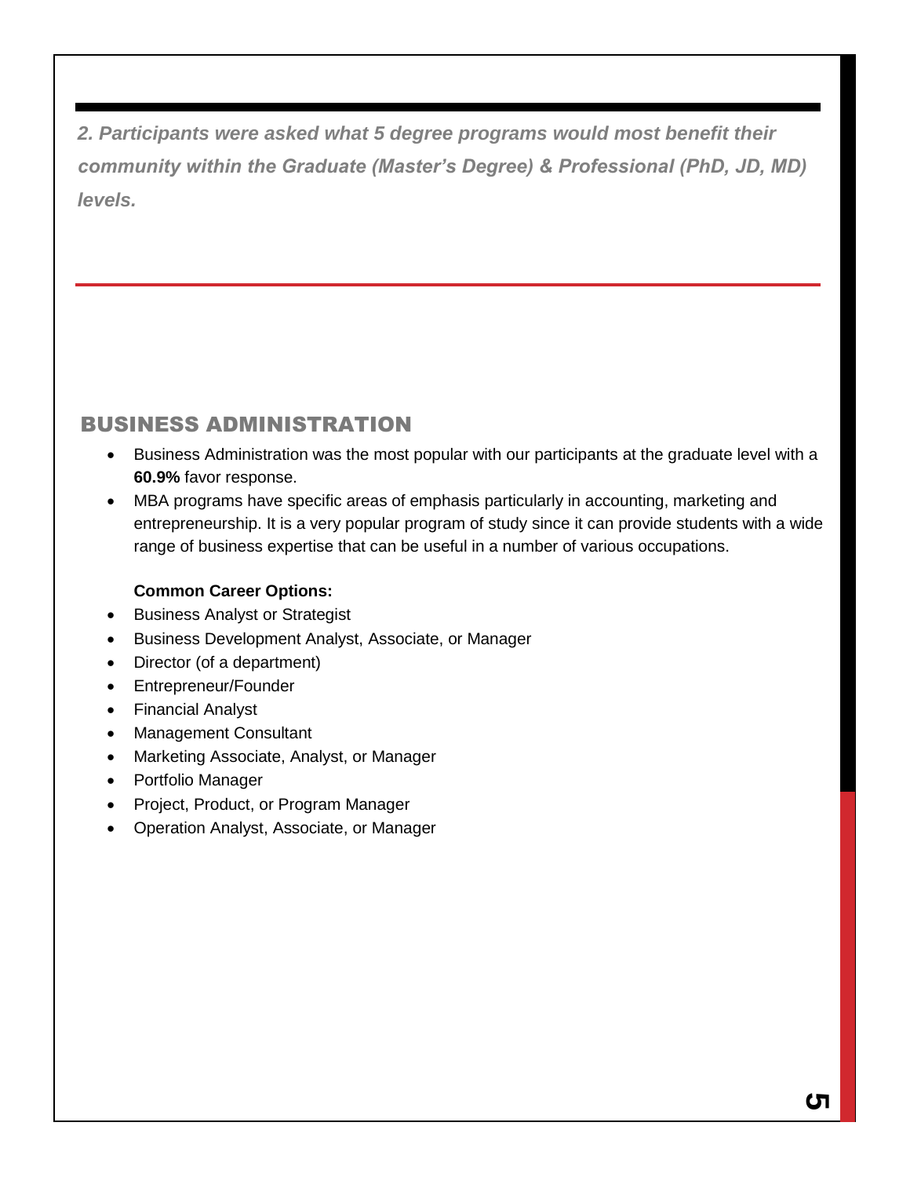***2. Participants were asked what 5 degree programs would most benefit their community within the Graduate (Master's Degree) & Professional (PhD, JD, MD) levels.***

## BUSINESS ADMINISTRATION

- Business Administration was the most popular with our participants at the graduate level with a **60.9%** favor response.
- MBA programs have specific areas of emphasis particularly in accounting, marketing and entrepreneurship. It is a very popular program of study since it can provide students with a wide range of business expertise that can be useful in a number of various occupations.

**Common Career Options:**

- Business Analyst or Strategist
- Business Development Analyst, Associate, or Manager
- Director (of a department)
- Entrepreneur/Founder
- Financial Analyst
- Management Consultant
- Marketing Associate, Analyst, or Manager
- Portfolio Manager
- Project, Product, or Program Manager
- Operation Analyst, Associate, or Manager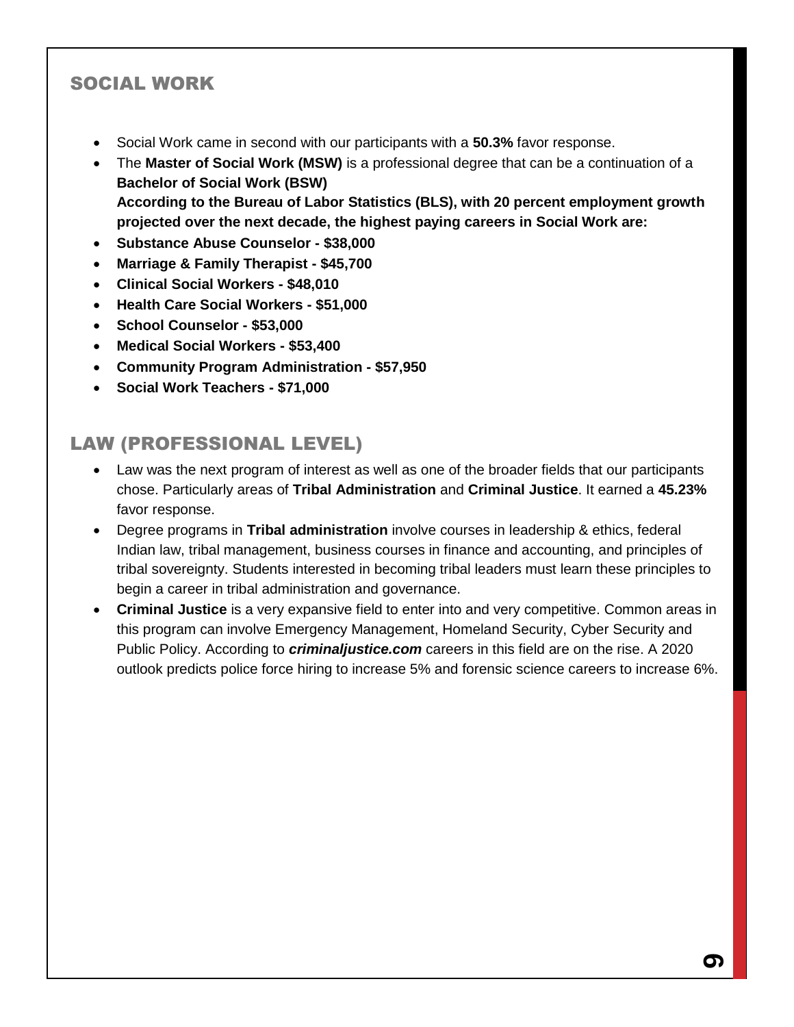## SOCIAL WORK

- Social Work came in second with our participants with a **50.3%** favor response.
- The **Master of Social Work (MSW)** is a professional degree that can be a continuation of a **Bachelor of Social Work (BSW)**
  **According to the Bureau of Labor Statistics (BLS), with 20 percent employment growth projected over the next decade, the highest paying careers in Social Work are:**
- **Substance Abuse Counselor - $38,000**
- **Marriage & Family Therapist - $45,700**
- **Clinical Social Workers - $48,010**
- **Health Care Social Workers - $51,000**
- **School Counselor - $53,000**
- **Medical Social Workers - $53,400**
- **Community Program Administration - $57,950**
- **Social Work Teachers - $71,000**

## LAW (PROFESSIONAL LEVEL)

- Law was the next program of interest as well as one of the broader fields that our participants chose. Particularly areas of **Tribal Administration** and **Criminal Justice**. It earned a **45.23%** favor response.
- Degree programs in **Tribal administration** involve courses in leadership & ethics, federal Indian law, tribal management, business courses in finance and accounting, and principles of tribal sovereignty. Students interested in becoming tribal leaders must learn these principles to begin a career in tribal administration and governance.
- **Criminal Justice** is a very expansive field to enter into and very competitive. Common areas in this program can involve Emergency Management, Homeland Security, Cyber Security and Public Policy. According to ***criminaljustice.com*** careers in this field are on the rise. A 2020 outlook predicts police force hiring to increase 5% and forensic science careers to increase 6%.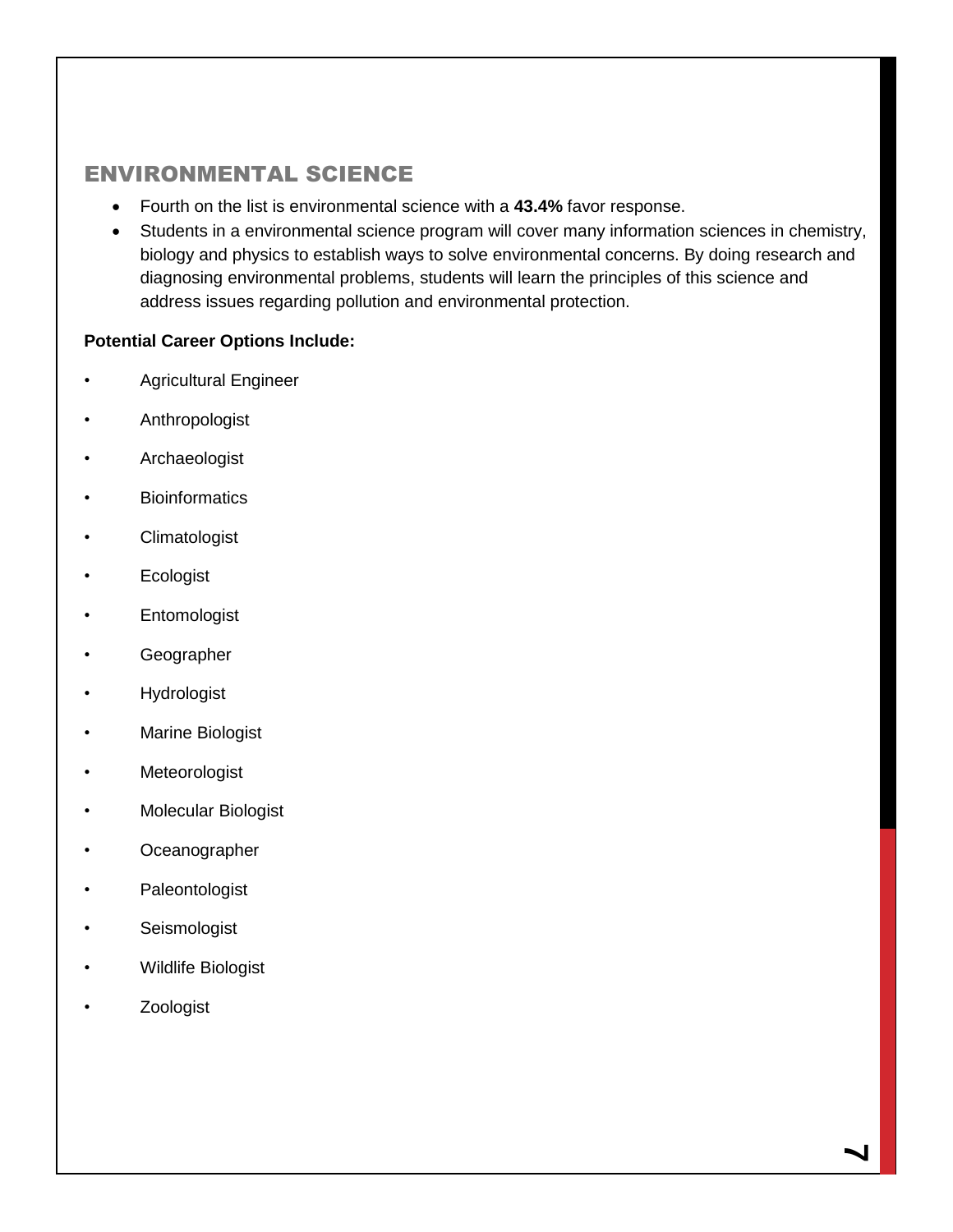## ENVIRONMENTAL SCIENCE

- Fourth on the list is environmental science with a **43.4%** favor response.
- Students in a environmental science program will cover many information sciences in chemistry, biology and physics to establish ways to solve environmental concerns. By doing research and diagnosing environmental problems, students will learn the principles of this science and address issues regarding pollution and environmental protection.

**Potential Career Options Include:**

- Agricultural Engineer
- Anthropologist
- Archaeologist
- Bioinformatics
- Climatologist
- Ecologist
- Entomologist
- Geographer
- Hydrologist
- Marine Biologist
- Meteorologist
- Molecular Biologist
- Oceanographer
- Paleontologist
- Seismologist
- Wildlife Biologist
- Zoologist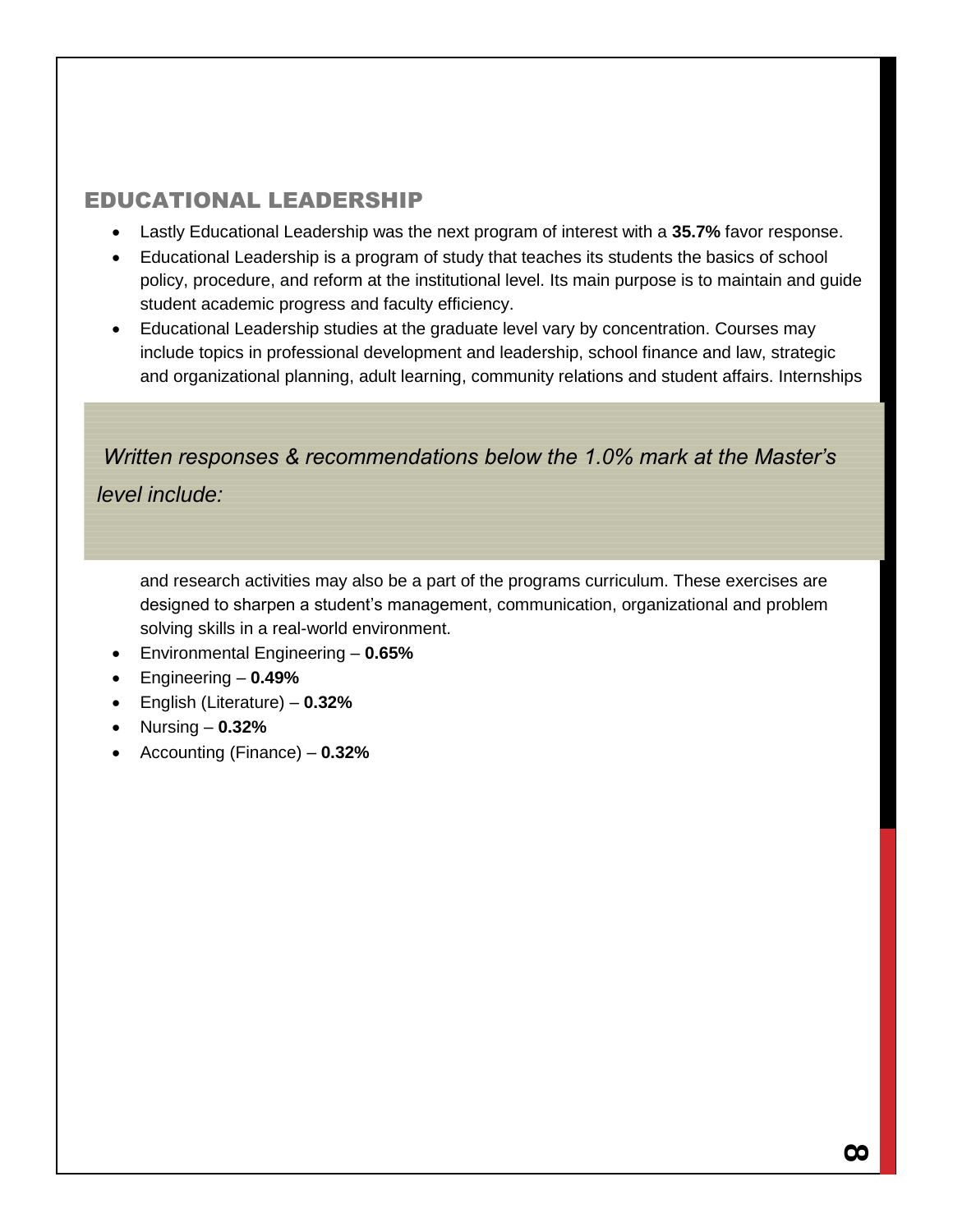## EDUCATIONAL LEADERSHIP

- Lastly Educational Leadership was the next program of interest with a **35.7%** favor response.
- Educational Leadership is a program of study that teaches its students the basics of school policy, procedure, and reform at the institutional level. Its main purpose is to maintain and guide student academic progress and faculty efficiency.
- Educational Leadership studies at the graduate level vary by concentration. Courses may include topics in professional development and leadership, school finance and law, strategic and organizational planning, adult learning, community relations and student affairs. Internships and research activities may also be a part of the programs curriculum. These exercises are designed to sharpen a student's management, communication, organizational and problem solving skills in a real-world environment.

*Written responses & recommendations below the 1.0% mark at the Master's level include:*

- Environmental Engineering – **0.65%**
- Engineering – **0.49%**
- English (Literature) – **0.32%**
- Nursing – **0.32%**
- Accounting (Finance) – **0.32%**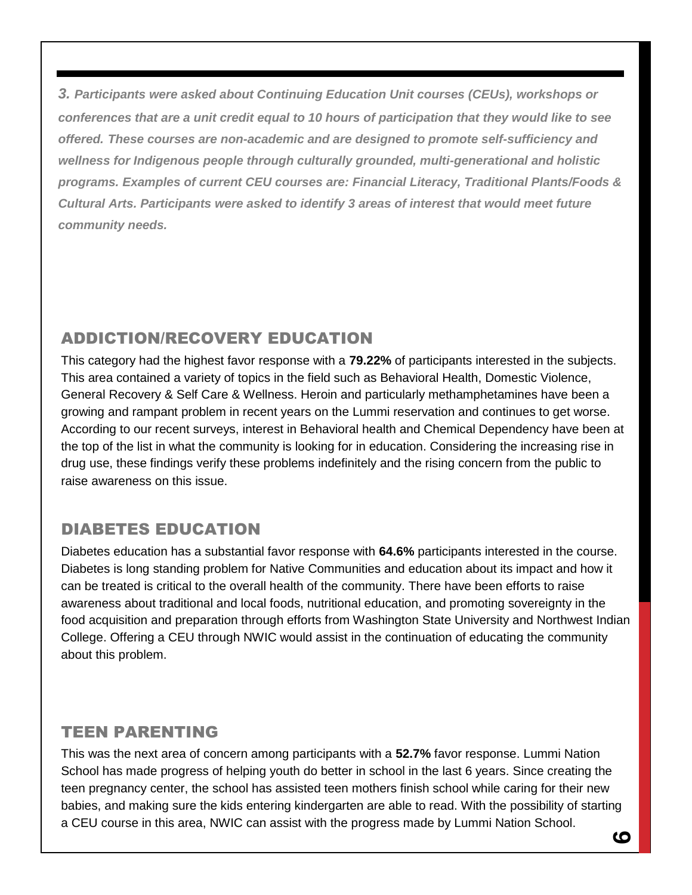***3. Participants were asked about Continuing Education Unit courses (CEUs), workshops or conferences that are a unit credit equal to 10 hours of participation that they would like to see offered. These courses are non-academic and are designed to promote self-sufficiency and wellness for Indigenous people through culturally grounded, multi-generational and holistic programs. Examples of current CEU courses are: Financial Literacy, Traditional Plants/Foods & Cultural Arts. Participants were asked to identify 3 areas of interest that would meet future community needs.***

## ADDICTION/RECOVERY EDUCATION

This category had the highest favor response with a **79.22%** of participants interested in the subjects. This area contained a variety of topics in the field such as Behavioral Health, Domestic Violence, General Recovery & Self Care & Wellness. Heroin and particularly methamphetamines have been a growing and rampant problem in recent years on the Lummi reservation and continues to get worse. According to our recent surveys, interest in Behavioral health and Chemical Dependency have been at the top of the list in what the community is looking for in education. Considering the increasing rise in drug use, these findings verify these problems indefinitely and the rising concern from the public to raise awareness on this issue.

## DIABETES EDUCATION

Diabetes education has a substantial favor response with **64.6%** participants interested in the course. Diabetes is long standing problem for Native Communities and education about its impact and how it can be treated is critical to the overall health of the community. There have been efforts to raise awareness about traditional and local foods, nutritional education, and promoting sovereignty in the food acquisition and preparation through efforts from Washington State University and Northwest Indian College. Offering a CEU through NWIC would assist in the continuation of educating the community about this problem.

## TEEN PARENTING

This was the next area of concern among participants with a **52.7%** favor response. Lummi Nation School has made progress of helping youth do better in school in the last 6 years. Since creating the teen pregnancy center, the school has assisted teen mothers finish school while caring for their new babies, and making sure the kids entering kindergarten are able to read. With the possibility of starting a CEU course in this area, NWIC can assist with the progress made by Lummi Nation School.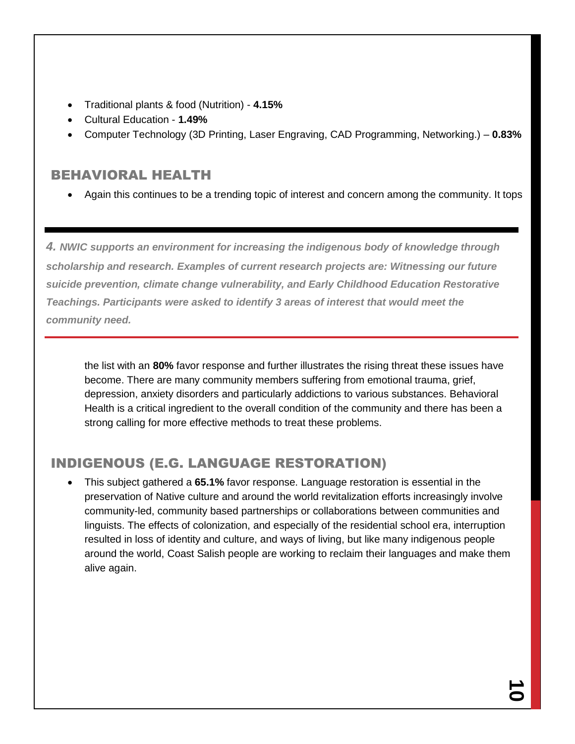- Traditional plants & food (Nutrition) - **4.15%**
- Cultural Education - **1.49%**
- Computer Technology (3D Printing, Laser Engraving, CAD Programming, Networking.) – **0.83%**

## BEHAVIORAL HEALTH

*4. NWIC supports an environment for increasing the indigenous body of knowledge through scholarship and research. Examples of current research projects are: Witnessing our future suicide prevention, climate change vulnerability, and Early Childhood Education Restorative Teachings. Participants were asked to identify 3 areas of interest that would meet the community need.*

- Again this continues to be a trending topic of interest and concern among the community. It tops the list with an **80%** favor response and further illustrates the rising threat these issues have become. There are many community members suffering from emotional trauma, grief, depression, anxiety disorders and particularly addictions to various substances. Behavioral Health is a critical ingredient to the overall condition of the community and there has been a strong calling for more effective methods to treat these problems.

## INDIGENOUS (E.G. LANGUAGE RESTORATION)

- This subject gathered a **65.1%** favor response. Language restoration is essential in the preservation of Native culture and around the world revitalization efforts increasingly involve community-led, community based partnerships or collaborations between communities and linguists. The effects of colonization, and especially of the residential school era, interruption resulted in loss of identity and culture, and ways of living, but like many indigenous people around the world, Coast Salish people are working to reclaim their languages and make them alive again.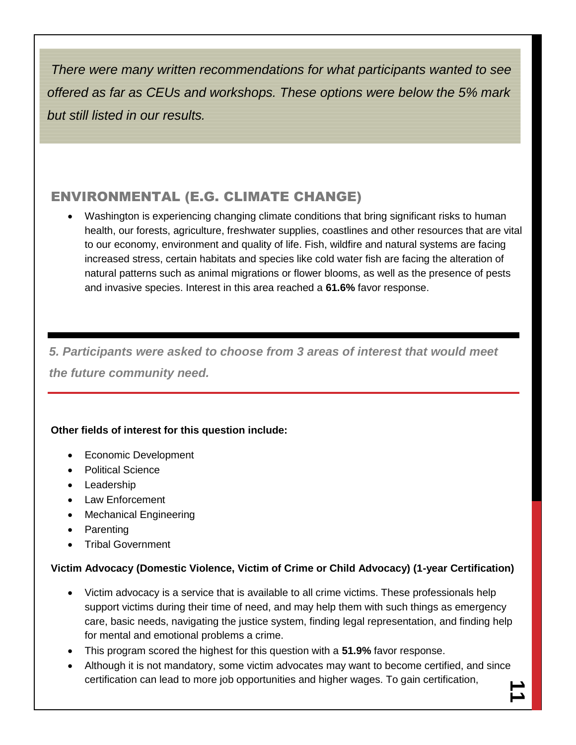*There were many written recommendations for what participants wanted to see offered as far as CEUs and workshops. These options were below the 5% mark but still listed in our results.*

## ENVIRONMENTAL (E.G. CLIMATE CHANGE)

- Washington is experiencing changing climate conditions that bring significant risks to human health, our forests, agriculture, freshwater supplies, coastlines and other resources that are vital to our economy, environment and quality of life. Fish, wildfire and natural systems are facing increased stress, certain habitats and species like cold water fish are facing the alteration of natural patterns such as animal migrations or flower blooms, as well as the presence of pests and invasive species. Interest in this area reached a **61.6%** favor response.

### *5. Participants were asked to choose from 3 areas of interest that would meet the future community need.*

**Other fields of interest for this question include:**

- Economic Development
- Political Science
- Leadership
- Law Enforcement
- Mechanical Engineering
- Parenting
- Tribal Government

**Victim Advocacy (Domestic Violence, Victim of Crime or Child Advocacy) (1-year Certification)**

- Victim advocacy is a service that is available to all crime victims. These professionals help support victims during their time of need, and may help them with such things as emergency care, basic needs, navigating the justice system, finding legal representation, and finding help for mental and emotional problems a crime.
- This program scored the highest for this question with a **51.9%** favor response.
- Although it is not mandatory, some victim advocates may want to become certified, and since certification can lead to more job opportunities and higher wages. To gain certification,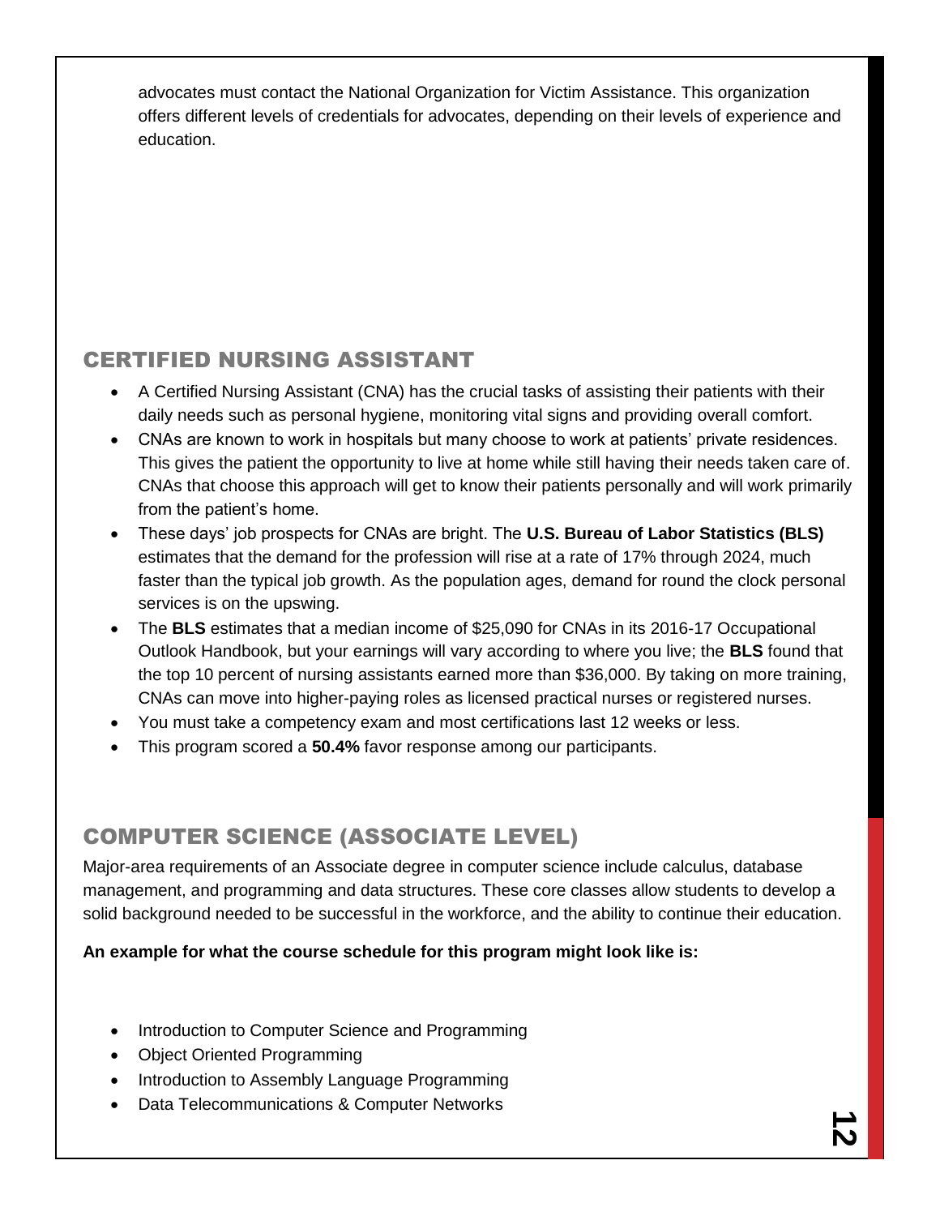advocates must contact the National Organization for Victim Assistance. This organization offers different levels of credentials for advocates, depending on their levels of experience and education.

## CERTIFIED NURSING ASSISTANT

- A Certified Nursing Assistant (CNA) has the crucial tasks of assisting their patients with their daily needs such as personal hygiene, monitoring vital signs and providing overall comfort.
- CNAs are known to work in hospitals but many choose to work at patients' private residences. This gives the patient the opportunity to live at home while still having their needs taken care of. CNAs that choose this approach will get to know their patients personally and will work primarily from the patient's home.
- These days' job prospects for CNAs are bright. The **U.S. Bureau of Labor Statistics (BLS)** estimates that the demand for the profession will rise at a rate of 17% through 2024, much faster than the typical job growth. As the population ages, demand for round the clock personal services is on the upswing.
- The **BLS** estimates that a median income of $25,090 for CNAs in its 2016-17 Occupational Outlook Handbook, but your earnings will vary according to where you live; the **BLS** found that the top 10 percent of nursing assistants earned more than $36,000. By taking on more training, CNAs can move into higher-paying roles as licensed practical nurses or registered nurses.
- You must take a competency exam and most certifications last 12 weeks or less.
- This program scored a **50.4%** favor response among our participants.

## COMPUTER SCIENCE (ASSOCIATE LEVEL)

Major-area requirements of an Associate degree in computer science include calculus, database management, and programming and data structures. These core classes allow students to develop a solid background needed to be successful in the workforce, and the ability to continue their education.

**An example for what the course schedule for this program might look like is:**

- Introduction to Computer Science and Programming
- Object Oriented Programming
- Introduction to Assembly Language Programming
- Data Telecommunications & Computer Networks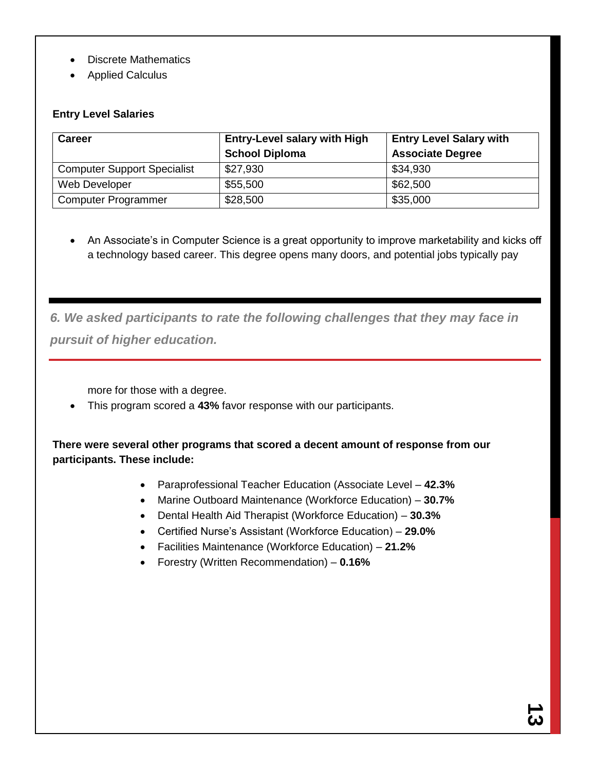- Discrete Mathematics
- Applied Calculus

**Entry Level Salaries**

| Career | Entry-Level salary with High School Diploma | Entry Level Salary with Associate Degree |
|---|---|---|
| Computer Support Specialist | $27,930 | $34,930 |
| Web Developer | $55,500 | $62,500 |
| Computer Programmer | $28,500 | $35,000 |

- An Associate's in Computer Science is a great opportunity to improve marketability and kicks off a technology based career. This degree opens many doors, and potential jobs typically pay more for those with a degree.
- This program scored a **43%** favor response with our participants.

**There were several other programs that scored a decent amount of response from our participants. These include:**

- Paraprofessional Teacher Education (Associate Level – **42.3%**
- Marine Outboard Maintenance (Workforce Education) – **30.7%**
- Dental Health Aid Therapist (Workforce Education) – **30.3%**
- Certified Nurse's Assistant (Workforce Education) – **29.0%**
- Facilities Maintenance (Workforce Education) – **21.2%**
- Forestry (Written Recommendation) – **0.16%**

***6. We asked participants to rate the following challenges that they may face in pursuit of higher education.***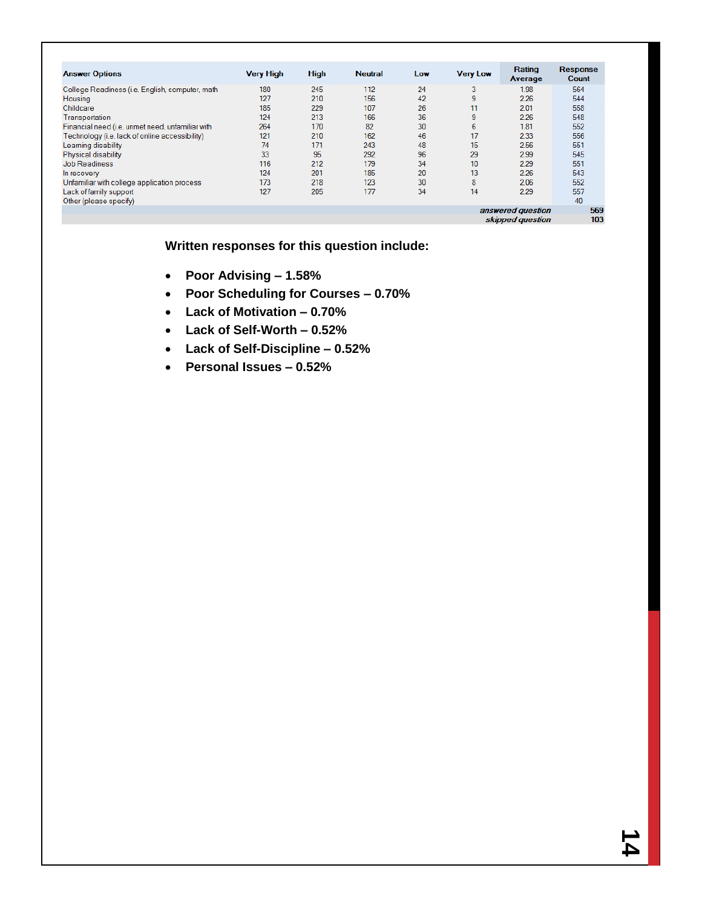| Answer Options | Very High | High | Neutral | Low | Very Low | Rating Average | Response Count |
|---|---|---|---|---|---|---|---|
| College Readiness (i.e. English, computer, math | 180 | 245 | 112 | 24 | 3 | 1.98 | 564 |
| Housing | 127 | 210 | 156 | 42 | 9 | 2.26 | 544 |
| Childcare | 185 | 229 | 107 | 26 | 11 | 2.01 | 558 |
| Transportation | 124 | 213 | 166 | 36 | 9 | 2.26 | 548 |
| Financial need (i.e. unmet need, unfamiliar with | 264 | 170 | 82 | 30 | 6 | 1.81 | 552 |
| Technology (i.e. lack of online accessibility) | 121 | 210 | 162 | 46 | 17 | 2.33 | 556 |
| Learning disability | 74 | 171 | 243 | 48 | 15 | 2.56 | 551 |
| Physical disability | 33 | 95 | 292 | 96 | 29 | 2.99 | 545 |
| Job Readiness | 116 | 212 | 179 | 34 | 10 | 2.29 | 551 |
| In recovery | 124 | 201 | 185 | 20 | 13 | 2.26 | 543 |
| Unfamiliar with college application process | 173 | 218 | 123 | 30 | 8 | 2.06 | 552 |
| Lack of family support | 127 | 205 | 177 | 34 | 14 | 2.29 | 557 |
| Other (please specify) | | | | | | | 40 |
| | | | | | | *answered question* | 569 |
| | | | | | | *skipped question* | 103 |

**Written responses for this question include:**

- **Poor Advising – 1.58%**
- **Poor Scheduling for Courses – 0.70%**
- **Lack of Motivation – 0.70%**
- **Lack of Self-Worth – 0.52%**
- **Lack of Self-Discipline – 0.52%**
- **Personal Issues – 0.52%**